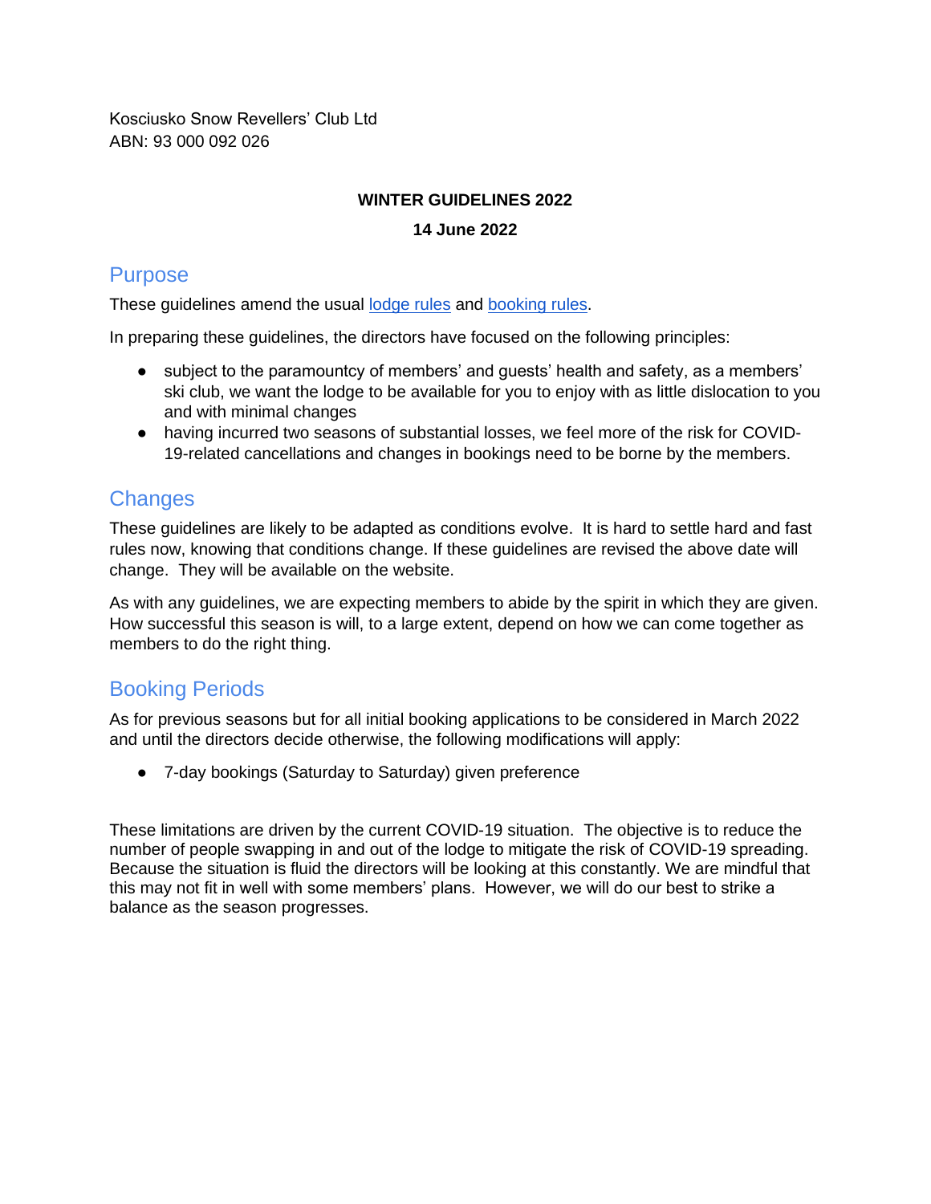Kosciusko Snow Revellers' Club Ltd
ABN: 93 000 092 026

**WINTER GUIDELINES 2022**

**14 June 2022**

## Purpose

These guidelines amend the usual lodge rules and booking rules.

In preparing these guidelines, the directors have focused on the following principles:

- subject to the paramountcy of members' and guests' health and safety, as a members' ski club, we want the lodge to be available for you to enjoy with as little dislocation to you and with minimal changes
- having incurred two seasons of substantial losses, we feel more of the risk for COVID-19-related cancellations and changes in bookings need to be borne by the members.

## Changes

These guidelines are likely to be adapted as conditions evolve. It is hard to settle hard and fast rules now, knowing that conditions change. If these guidelines are revised the above date will change. They will be available on the website.

As with any guidelines, we are expecting members to abide by the spirit in which they are given. How successful this season is will, to a large extent, depend on how we can come together as members to do the right thing.

## Booking Periods

As for previous seasons but for all initial booking applications to be considered in March 2022 and until the directors decide otherwise, the following modifications will apply:

- 7-day bookings (Saturday to Saturday) given preference

These limitations are driven by the current COVID-19 situation. The objective is to reduce the number of people swapping in and out of the lodge to mitigate the risk of COVID-19 spreading. Because the situation is fluid the directors will be looking at this constantly. We are mindful that this may not fit in well with some members' plans. However, we will do our best to strike a balance as the season progresses.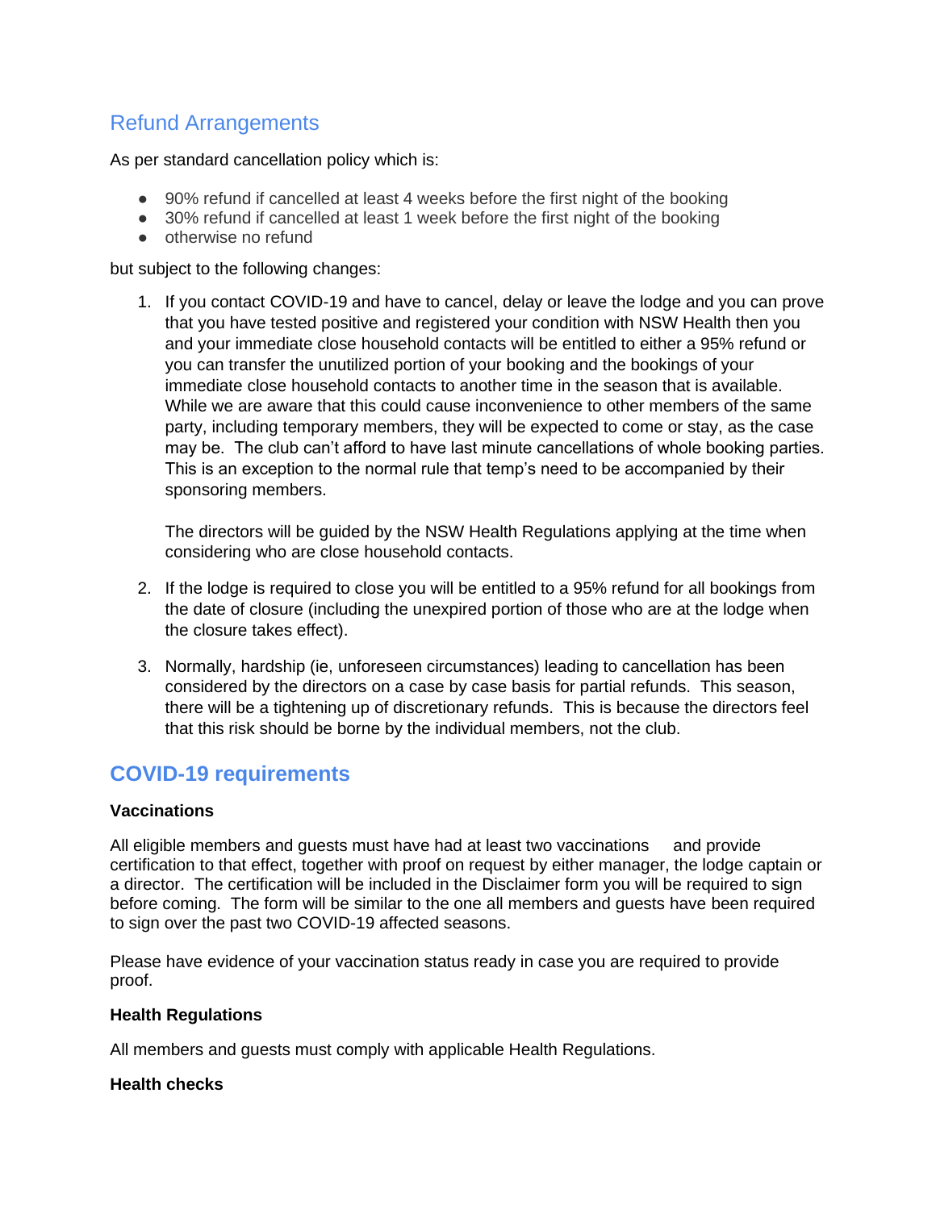## Refund Arrangements

As per standard cancellation policy which is:

- 90% refund if cancelled at least 4 weeks before the first night of the booking
- 30% refund if cancelled at least 1 week before the first night of the booking
- otherwise no refund

but subject to the following changes:

1. If you contact COVID-19 and have to cancel, delay or leave the lodge and you can prove that you have tested positive and registered your condition with NSW Health then you and your immediate close household contacts will be entitled to either a 95% refund or you can transfer the unutilized portion of your booking and the bookings of your immediate close household contacts to another time in the season that is available. While we are aware that this could cause inconvenience to other members of the same party, including temporary members, they will be expected to come or stay, as the case may be. The club can't afford to have last minute cancellations of whole booking parties. This is an exception to the normal rule that temp's need to be accompanied by their sponsoring members.

   The directors will be guided by the NSW Health Regulations applying at the time when considering who are close household contacts.

2. If the lodge is required to close you will be entitled to a 95% refund for all bookings from the date of closure (including the unexpired portion of those who are at the lodge when the closure takes effect).

3. Normally, hardship (ie, unforeseen circumstances) leading to cancellation has been considered by the directors on a case by case basis for partial refunds. This season, there will be a tightening up of discretionary refunds. This is because the directors feel that this risk should be borne by the individual members, not the club.

## COVID-19 requirements

**Vaccinations**

All eligible members and guests must have had at least two vaccinations and provide certification to that effect, together with proof on request by either manager, the lodge captain or a director. The certification will be included in the Disclaimer form you will be required to sign before coming. The form will be similar to the one all members and guests have been required to sign over the past two COVID-19 affected seasons.

Please have evidence of your vaccination status ready in case you are required to provide proof.

**Health Regulations**

All members and guests must comply with applicable Health Regulations.

**Health checks**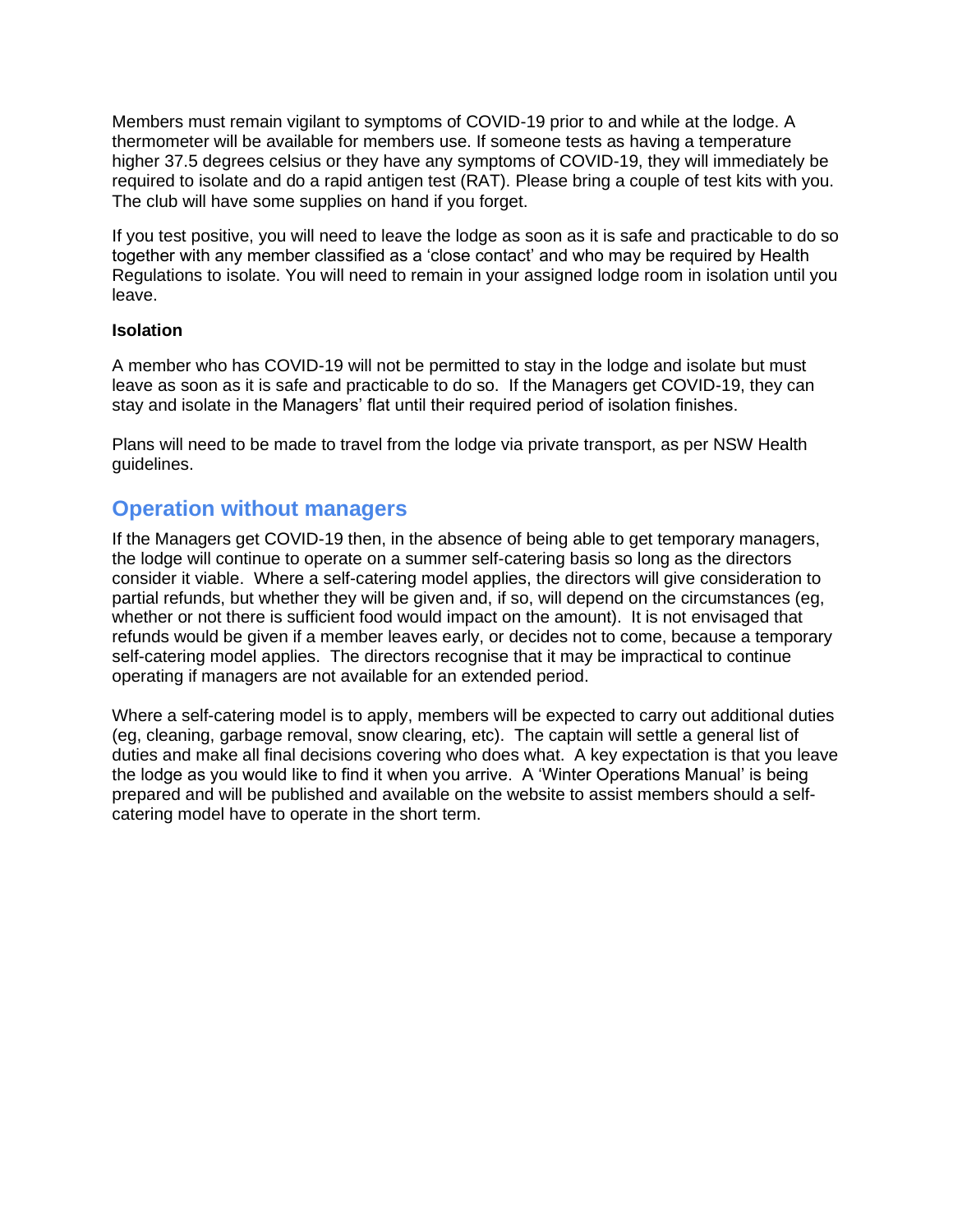Members must remain vigilant to symptoms of COVID-19 prior to and while at the lodge. A thermometer will be available for members use. If someone tests as having a temperature higher 37.5 degrees celsius or they have any symptoms of COVID-19, they will immediately be required to isolate and do a rapid antigen test (RAT). Please bring a couple of test kits with you. The club will have some supplies on hand if you forget.

If you test positive, you will need to leave the lodge as soon as it is safe and practicable to do so together with any member classified as a 'close contact' and who may be required by Health Regulations to isolate. You will need to remain in your assigned lodge room in isolation until you leave.

**Isolation**

A member who has COVID-19 will not be permitted to stay in the lodge and isolate but must leave as soon as it is safe and practicable to do so. If the Managers get COVID-19, they can stay and isolate in the Managers' flat until their required period of isolation finishes.

Plans will need to be made to travel from the lodge via private transport, as per NSW Health guidelines.

## Operation without managers

If the Managers get COVID-19 then, in the absence of being able to get temporary managers, the lodge will continue to operate on a summer self-catering basis so long as the directors consider it viable. Where a self-catering model applies, the directors will give consideration to partial refunds, but whether they will be given and, if so, will depend on the circumstances (eg, whether or not there is sufficient food would impact on the amount). It is not envisaged that refunds would be given if a member leaves early, or decides not to come, because a temporary self-catering model applies. The directors recognise that it may be impractical to continue operating if managers are not available for an extended period.

Where a self-catering model is to apply, members will be expected to carry out additional duties (eg, cleaning, garbage removal, snow clearing, etc). The captain will settle a general list of duties and make all final decisions covering who does what. A key expectation is that you leave the lodge as you would like to find it when you arrive. A 'Winter Operations Manual' is being prepared and will be published and available on the website to assist members should a self-catering model have to operate in the short term.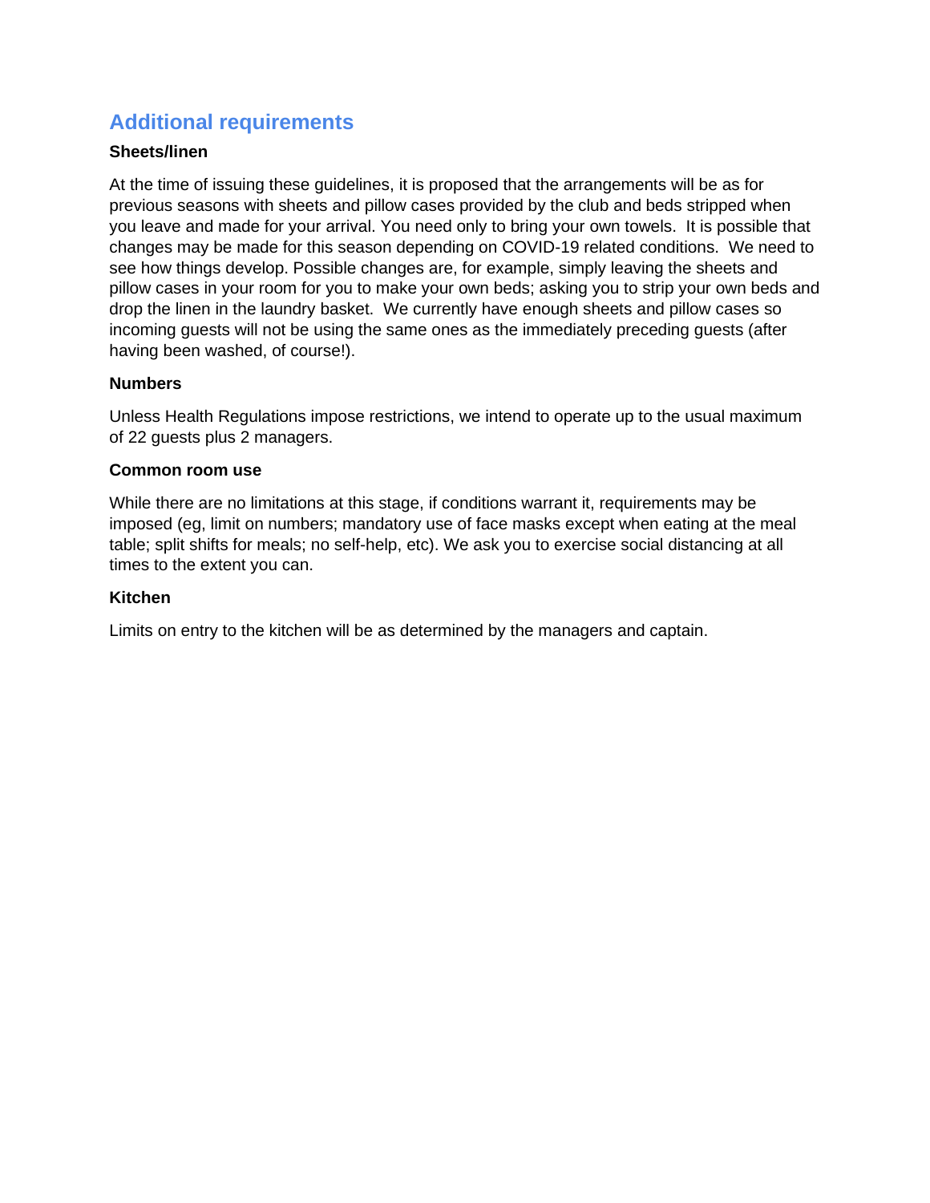## Additional requirements

### Sheets/linen

At the time of issuing these guidelines, it is proposed that the arrangements will be as for previous seasons with sheets and pillow cases provided by the club and beds stripped when you leave and made for your arrival. You need only to bring your own towels. It is possible that changes may be made for this season depending on COVID-19 related conditions. We need to see how things develop. Possible changes are, for example, simply leaving the sheets and pillow cases in your room for you to make your own beds; asking you to strip your own beds and drop the linen in the laundry basket. We currently have enough sheets and pillow cases so incoming guests will not be using the same ones as the immediately preceding guests (after having been washed, of course!).

### Numbers

Unless Health Regulations impose restrictions, we intend to operate up to the usual maximum of 22 guests plus 2 managers.

### Common room use

While there are no limitations at this stage, if conditions warrant it, requirements may be imposed (eg, limit on numbers; mandatory use of face masks except when eating at the meal table; split shifts for meals; no self-help, etc). We ask you to exercise social distancing at all times to the extent you can.

### Kitchen

Limits on entry to the kitchen will be as determined by the managers and captain.